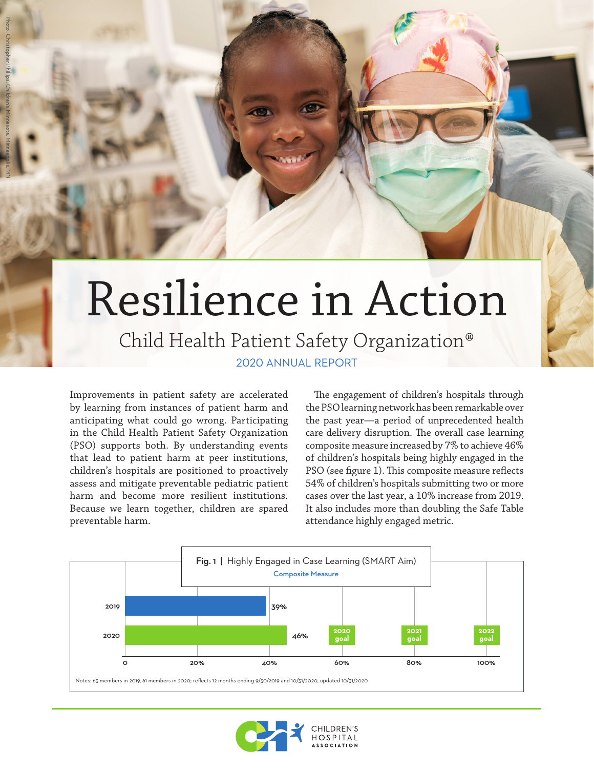# Resilience in Action

## Child Health Patient Safety Organization®

2020 ANNUAL REPORT

Improvements in patient safety are accelerated by learning from instances of patient harm and anticipating what could go wrong. Participating in the Child Health Patient Safety Organization (PSO) supports both. By understanding events that lead to patient harm at peer institutions, children's hospitals are positioned to proactively assess and mitigate preventable pediatric patient harm and become more resilient institutions. Because we learn together, children are spared preventable harm.

The engagement of children's hospitals through the PSO learning network has been remarkable over the past year—a period of unprecedented health care delivery disruption. The overall case learning composite measure increased by 7% to achieve 46% of children's hospitals being highly engaged in the PSO (see figure 1). This composite measure reflects 54% of children's hospitals submitting two or more cases over the last year, a 10% increase from 2019. It also includes more than doubling the Safe Table attendance highly engaged metric.

**Fig. 1 | Highly Engaged in Case Learning (SMART Aim)**
Composite Measure

| Year | Value |
| --- | --- |
| 2019 | 39% |
| 2020 | 46% |

Goals: 2020 goal 60%; 2021 goal 80%; 2022 goal 100%

Notes: 63 members in 2019, 61 members in 2020; reflects 12 months ending 9/30/2019 and 10/31/2020, updated 10/31/2020

CHILDREN'S HOSPITAL ASSOCIATION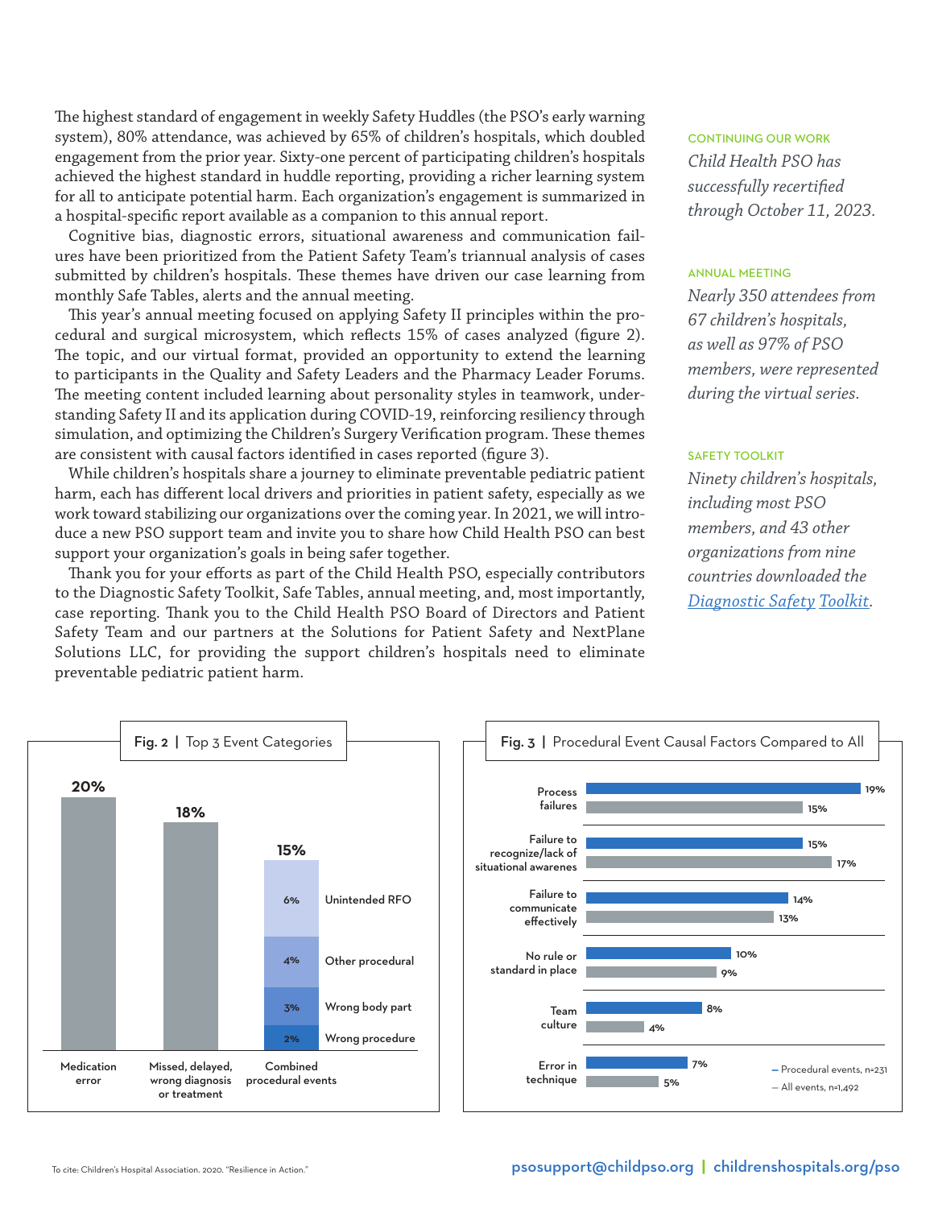The highest standard of engagement in weekly Safety Huddles (the PSO's early warning system), 80% attendance, was achieved by 65% of children's hospitals, which doubled engagement from the prior year. Sixty-one percent of participating children's hospitals achieved the highest standard in huddle reporting, providing a richer learning system for all to anticipate potential harm. Each organization's engagement is summarized in a hospital-specific report available as a companion to this annual report.

Cognitive bias, diagnostic errors, situational awareness and communication failures have been prioritized from the Patient Safety Team's triannual analysis of cases submitted by children's hospitals. These themes have driven our case learning from monthly Safe Tables, alerts and the annual meeting.

This year's annual meeting focused on applying Safety II principles within the procedural and surgical microsystem, which reflects 15% of cases analyzed (figure 2). The topic, and our virtual format, provided an opportunity to extend the learning to participants in the Quality and Safety Leaders and the Pharmacy Leader Forums. The meeting content included learning about personality styles in teamwork, understanding Safety II and its application during COVID-19, reinforcing resiliency through simulation, and optimizing the Children's Surgery Verification program. These themes are consistent with causal factors identified in cases reported (figure 3).

While children's hospitals share a journey to eliminate preventable pediatric patient harm, each has different local drivers and priorities in patient safety, especially as we work toward stabilizing our organizations over the coming year. In 2021, we will introduce a new PSO support team and invite you to share how Child Health PSO can best support your organization's goals in being safer together.

Thank you for your efforts as part of the Child Health PSO, especially contributors to the Diagnostic Safety Toolkit, Safe Tables, annual meeting, and, most importantly, case reporting. Thank you to the Child Health PSO Board of Directors and Patient Safety Team and our partners at the Solutions for Patient Safety and NextPlane Solutions LLC, for providing the support children's hospitals need to eliminate preventable pediatric patient harm.

CONTINUING OUR WORK

*Child Health PSO has successfully recertified through October 11, 2023.*

ANNUAL MEETING

*Nearly 350 attendees from 67 children's hospitals, as well as 97% of PSO members, were represented during the virtual series.*

SAFETY TOOLKIT

*Ninety children's hospitals, including most PSO members, and 43 other organizations from nine countries downloaded the Diagnostic Safety Toolkit.*

**Fig. 2 |** Top 3 Event Categories

20%
Medication error

18%
Missed, delayed, wrong diagnosis or treatment

15%
Combined procedural events

6% Unintended RFO
4% Other procedural
3% Wrong body part
2% Wrong procedure

**Fig. 3 |** Procedural Event Causal Factors Compared to All

Process failures: 19%, 15%
Failure to recognize/lack of situational awareness: 15%, 17%
Failure to communicate effectively: 14%, 13%
No rule or standard in place: 10%, 9%
Team culture: 8%, 4%
Error in technique: 7%, 5%

Procedural events, n=231
All events, n=1,492

To cite: Children's Hospital Association. 2020. "Resilience in Action."

psosupport@childpso.org | childrenshospitals.org/pso